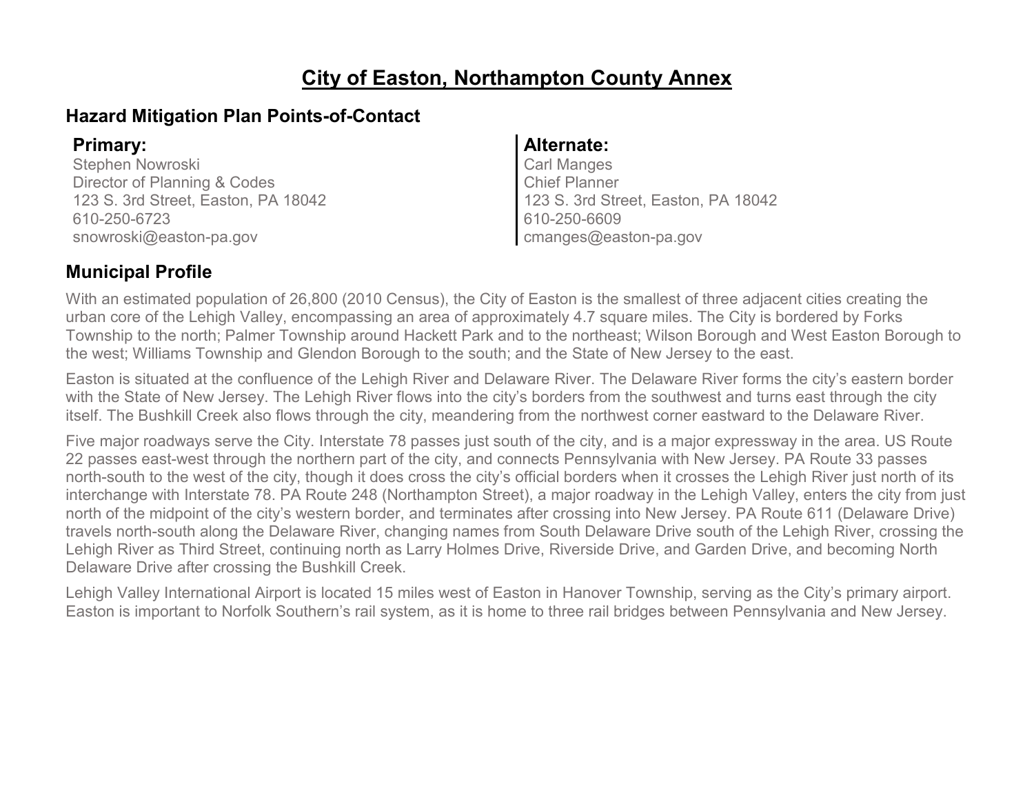# City of Easton, Northampton County Annex

## Hazard Mitigation Plan Points-of-Contact

### Primary:

Stephen Nowroski
Director of Planning & Codes
123 S. 3rd Street, Easton, PA 18042
610-250-6723
snowroski@easton-pa.gov

### Alternate:

Carl Manges
Chief Planner
123 S. 3rd Street, Easton, PA 18042
610-250-6609
cmanges@easton-pa.gov

## Municipal Profile

With an estimated population of 26,800 (2010 Census), the City of Easton is the smallest of three adjacent cities creating the urban core of the Lehigh Valley, encompassing an area of approximately 4.7 square miles. The City is bordered by Forks Township to the north; Palmer Township around Hackett Park and to the northeast; Wilson Borough and West Easton Borough to the west; Williams Township and Glendon Borough to the south; and the State of New Jersey to the east.

Easton is situated at the confluence of the Lehigh River and Delaware River. The Delaware River forms the city's eastern border with the State of New Jersey. The Lehigh River flows into the city's borders from the southwest and turns east through the city itself. The Bushkill Creek also flows through the city, meandering from the northwest corner eastward to the Delaware River.

Five major roadways serve the City. Interstate 78 passes just south of the city, and is a major expressway in the area. US Route 22 passes east-west through the northern part of the city, and connects Pennsylvania with New Jersey. PA Route 33 passes north-south to the west of the city, though it does cross the city's official borders when it crosses the Lehigh River just north of its interchange with Interstate 78. PA Route 248 (Northampton Street), a major roadway in the Lehigh Valley, enters the city from just north of the midpoint of the city's western border, and terminates after crossing into New Jersey. PA Route 611 (Delaware Drive) travels north-south along the Delaware River, changing names from South Delaware Drive south of the Lehigh River, crossing the Lehigh River as Third Street, continuing north as Larry Holmes Drive, Riverside Drive, and Garden Drive, and becoming North Delaware Drive after crossing the Bushkill Creek.

Lehigh Valley International Airport is located 15 miles west of Easton in Hanover Township, serving as the City's primary airport. Easton is important to Norfolk Southern's rail system, as it is home to three rail bridges between Pennsylvania and New Jersey.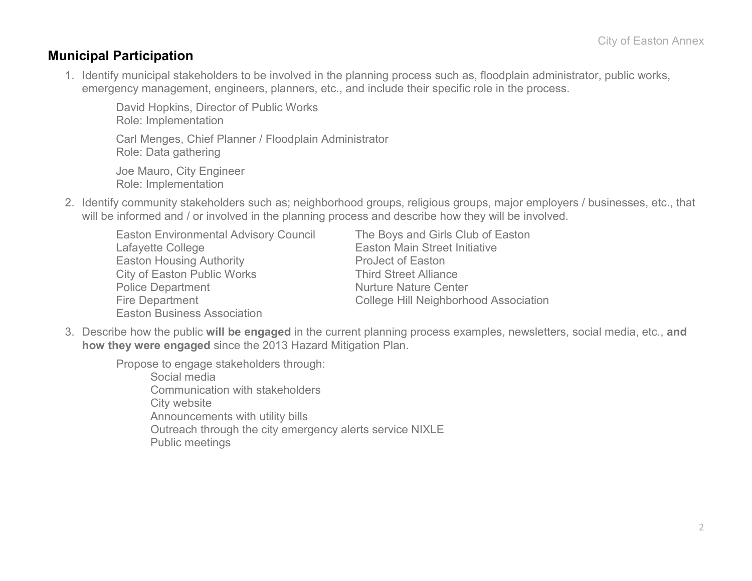## Municipal Participation

1. Identify municipal stakeholders to be involved in the planning process such as, floodplain administrator, public works, emergency management, engineers, planners, etc., and include their specific role in the process.

   David Hopkins, Director of Public Works
   Role: Implementation

   Carl Menges, Chief Planner / Floodplain Administrator
   Role: Data gathering

   Joe Mauro, City Engineer
   Role: Implementation

2. Identify community stakeholders such as; neighborhood groups, religious groups, major employers / businesses, etc., that will be informed and / or involved in the planning process and describe how they will be involved.

   Easton Environmental Advisory Council
   Lafayette College
   Easton Housing Authority
   City of Easton Public Works
   Police Department
   Fire Department
   Easton Business Association
   The Boys and Girls Club of Easton
   Easton Main Street Initiative
   ProJect of Easton
   Third Street Alliance
   Nurture Nature Center
   College Hill Neighborhood Association

3. Describe how the public **will be engaged** in the current planning process examples, newsletters, social media, etc., **and how they were engaged** since the 2013 Hazard Mitigation Plan.

   Propose to engage stakeholders through:
   - Social media
   - Communication with stakeholders
   - City website
   - Announcements with utility bills
   - Outreach through the city emergency alerts service NIXLE
   - Public meetings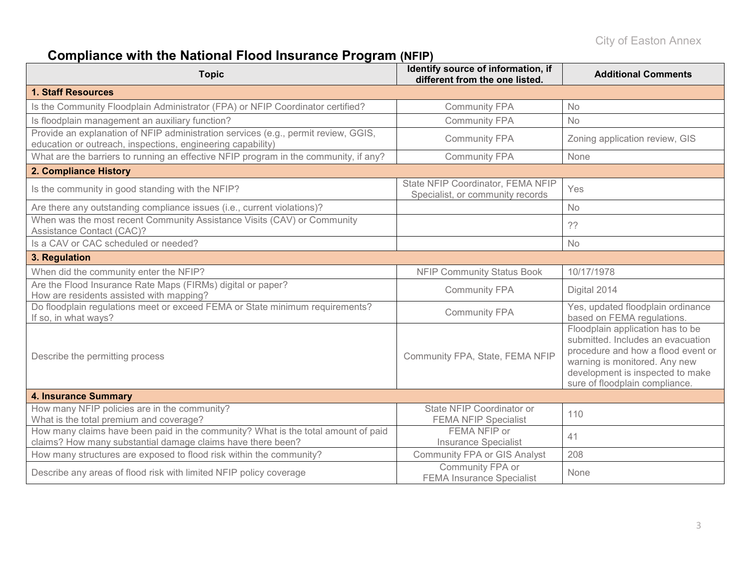## Compliance with the National Flood Insurance Program (NFIP)

| Topic | Identify source of information, if different from the one listed. | Additional Comments |
|---|---|---|
| **1. Staff Resources** | | |
| Is the Community Floodplain Administrator (FPA) or NFIP Coordinator certified? | Community FPA | No |
| Is floodplain management an auxiliary function? | Community FPA | No |
| Provide an explanation of NFIP administration services (e.g., permit review, GGIS, education or outreach, inspections, engineering capability) | Community FPA | Zoning application review, GIS |
| What are the barriers to running an effective NFIP program in the community, if any? | Community FPA | None |
| **2. Compliance History** | | |
| Is the community in good standing with the NFIP? | State NFIP Coordinator, FEMA NFIP Specialist, or community records | Yes |
| Are there any outstanding compliance issues (i.e., current violations)? | | No |
| When was the most recent Community Assistance Visits (CAV) or Community Assistance Contact (CAC)? | | ?? |
| Is a CAV or CAC scheduled or needed? | | No |
| **3. Regulation** | | |
| When did the community enter the NFIP? | NFIP Community Status Book | 10/17/1978 |
| Are the Flood Insurance Rate Maps (FIRMs) digital or paper? How are residents assisted with mapping? | Community FPA | Digital 2014 |
| Do floodplain regulations meet or exceed FEMA or State minimum requirements? If so, in what ways? | Community FPA | Yes, updated floodplain ordinance based on FEMA regulations. |
| Describe the permitting process | Community FPA, State, FEMA NFIP | Floodplain application has to be submitted. Includes an evacuation procedure and how a flood event or warning is monitored. Any new development is inspected to make sure of floodplain compliance. |
| **4. Insurance Summary** | | |
| How many NFIP policies are in the community? What is the total premium and coverage? | State NFIP Coordinator or FEMA NFIP Specialist | 110 |
| How many claims have been paid in the community? What is the total amount of paid claims? How many substantial damage claims have there been? | FEMA NFIP or Insurance Specialist | 41 |
| How many structures are exposed to flood risk within the community? | Community FPA or GIS Analyst | 208 |
| Describe any areas of flood risk with limited NFIP policy coverage | Community FPA or FEMA Insurance Specialist | None |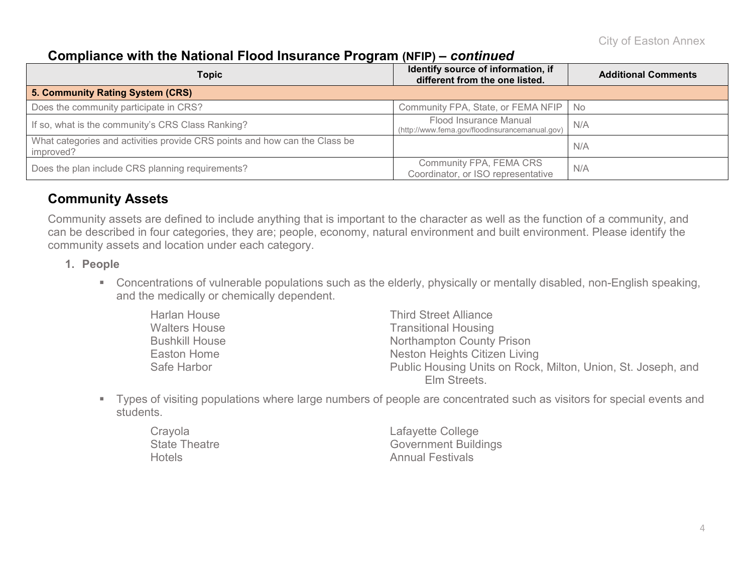## Compliance with the National Flood Insurance Program (NFIP) – *continued*

| Topic | Identify source of information, if different from the one listed. | Additional Comments |
|---|---|---|
| **5. Community Rating System (CRS)** | | |
| Does the community participate in CRS? | Community FPA, State, or FEMA NFIP | No |
| If so, what is the community's CRS Class Ranking? | Flood Insurance Manual (http://www.fema.gov/floodinsurancemanual.gov) | N/A |
| What categories and activities provide CRS points and how can the Class be improved? | | N/A |
| Does the plan include CRS planning requirements? | Community FPA, FEMA CRS Coordinator, or ISO representative | N/A |

## Community Assets

Community assets are defined to include anything that is important to the character as well as the function of a community, and can be described in four categories, they are; people, economy, natural environment and built environment. Please identify the community assets and location under each category.

1. **People**
   - Concentrations of vulnerable populations such as the elderly, physically or mentally disabled, non-English speaking, and the medically or chemically dependent.

     Harlan House
     Walters House
     Bushkill House
     Easton Home
     Safe Harbor
     Third Street Alliance
     Transitional Housing
     Northampton County Prison
     Neston Heights Citizen Living
     Public Housing Units on Rock, Milton, Union, St. Joseph, and Elm Streets.

   - Types of visiting populations where large numbers of people are concentrated such as visitors for special events and students.

     Crayola
     State Theatre
     Hotels
     Lafayette College
     Government Buildings
     Annual Festivals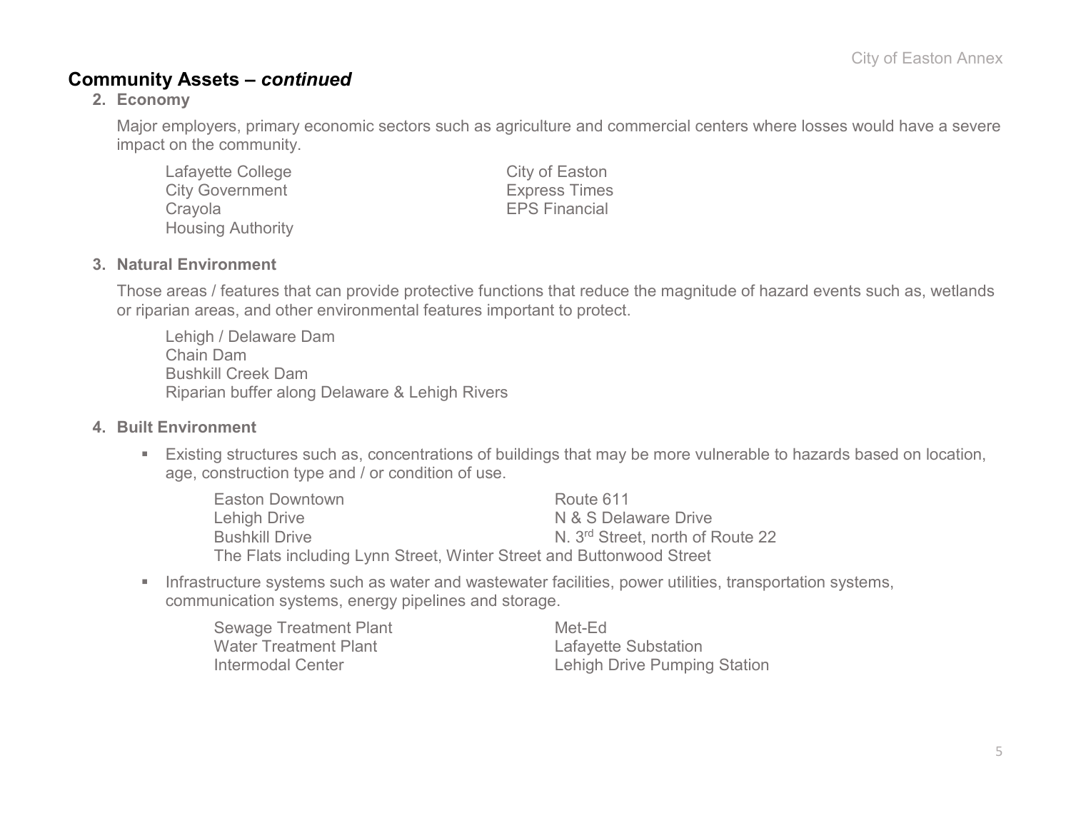## Community Assets – *continued*

### 2. Economy

Major employers, primary economic sectors such as agriculture and commercial centers where losses would have a severe impact on the community.

- Lafayette College
- City Government
- Crayola
- Housing Authority
- City of Easton
- Express Times
- EPS Financial

### 3. Natural Environment

Those areas / features that can provide protective functions that reduce the magnitude of hazard events such as, wetlands or riparian areas, and other environmental features important to protect.

- Lehigh / Delaware Dam
- Chain Dam
- Bushkill Creek Dam
- Riparian buffer along Delaware & Lehigh Rivers

### 4. Built Environment

- Existing structures such as, concentrations of buildings that may be more vulnerable to hazards based on location, age, construction type and / or condition of use.

  - Easton Downtown
  - Lehigh Drive
  - Bushkill Drive
  - Route 611
  - N & S Delaware Drive
  - N. 3rd Street, north of Route 22
  - The Flats including Lynn Street, Winter Street and Buttonwood Street

- Infrastructure systems such as water and wastewater facilities, power utilities, transportation systems, communication systems, energy pipelines and storage.

  - Sewage Treatment Plant
  - Water Treatment Plant
  - Intermodal Center
  - Met-Ed
  - Lafayette Substation
  - Lehigh Drive Pumping Station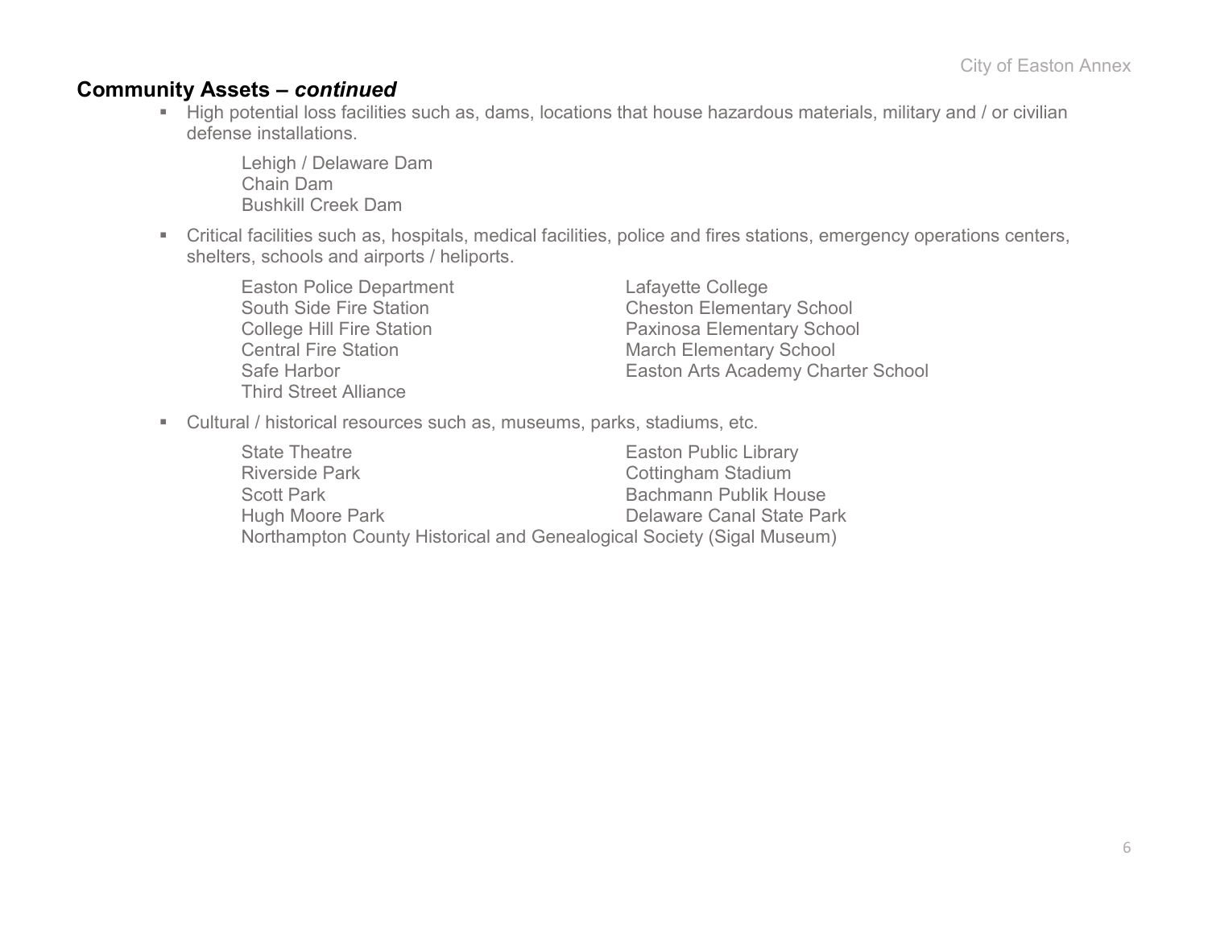## Community Assets – *continued*

- High potential loss facilities such as, dams, locations that house hazardous materials, military and / or civilian defense installations.

  Lehigh / Delaware Dam
  Chain Dam
  Bushkill Creek Dam

- Critical facilities such as, hospitals, medical facilities, police and fires stations, emergency operations centers, shelters, schools and airports / heliports.

  Easton Police Department
  South Side Fire Station
  College Hill Fire Station
  Central Fire Station
  Safe Harbor
  Third Street Alliance
  Lafayette College
  Cheston Elementary School
  Paxinosa Elementary School
  March Elementary School
  Easton Arts Academy Charter School

- Cultural / historical resources such as, museums, parks, stadiums, etc.

  State Theatre
  Riverside Park
  Scott Park
  Hugh Moore Park
  Easton Public Library
  Cottingham Stadium
  Bachmann Publik House
  Delaware Canal State Park
  Northampton County Historical and Genealogical Society (Sigal Museum)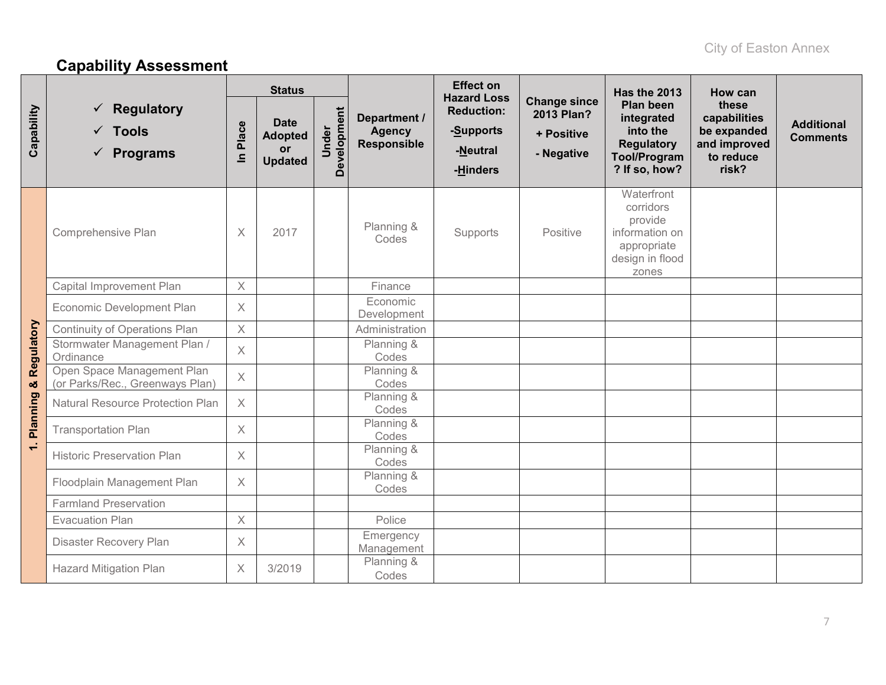## Capability Assessment

| Capability | ✓ Regulatory<br>✓ Tools<br>✓ Programs | Status | | | Department / Agency Responsible | Effect on Hazard Loss Reduction: -Supports -Neutral -Hinders | Change since 2013 Plan? + Positive - Negative | Has the 2013 Plan been integrated into the Regulatory Tool/Program? If so, how? | How can these capabilities be expanded and improved to reduce risk? | Additional Comments |
|---|---|---|---|---|---|---|---|---|---|---|
| | | In Place | Date Adopted or Updated | Under Development | | | | | | |
| 1. Planning & Regulatory | Comprehensive Plan | X | 2017 | | Planning & Codes | Supports | Positive | Waterfront corridors provide information on appropriate design in flood zones | | |
| | Capital Improvement Plan | X | | | Finance | | | | | |
| | Economic Development Plan | X | | | Economic Development | | | | | |
| | Continuity of Operations Plan | X | | | Administration | | | | | |
| | Stormwater Management Plan / Ordinance | X | | | Planning & Codes | | | | | |
| | Open Space Management Plan (or Parks/Rec., Greenways Plan) | X | | | Planning & Codes | | | | | |
| | Natural Resource Protection Plan | X | | | Planning & Codes | | | | | |
| | Transportation Plan | X | | | Planning & Codes | | | | | |
| | Historic Preservation Plan | X | | | Planning & Codes | | | | | |
| | Floodplain Management Plan | X | | | Planning & Codes | | | | | |
| | Farmland Preservation | | | | | | | | | |
| | Evacuation Plan | X | | | Police | | | | | |
| | Disaster Recovery Plan | X | | | Emergency Management | | | | | |
| | Hazard Mitigation Plan | X | 3/2019 | | Planning & Codes | | | | | |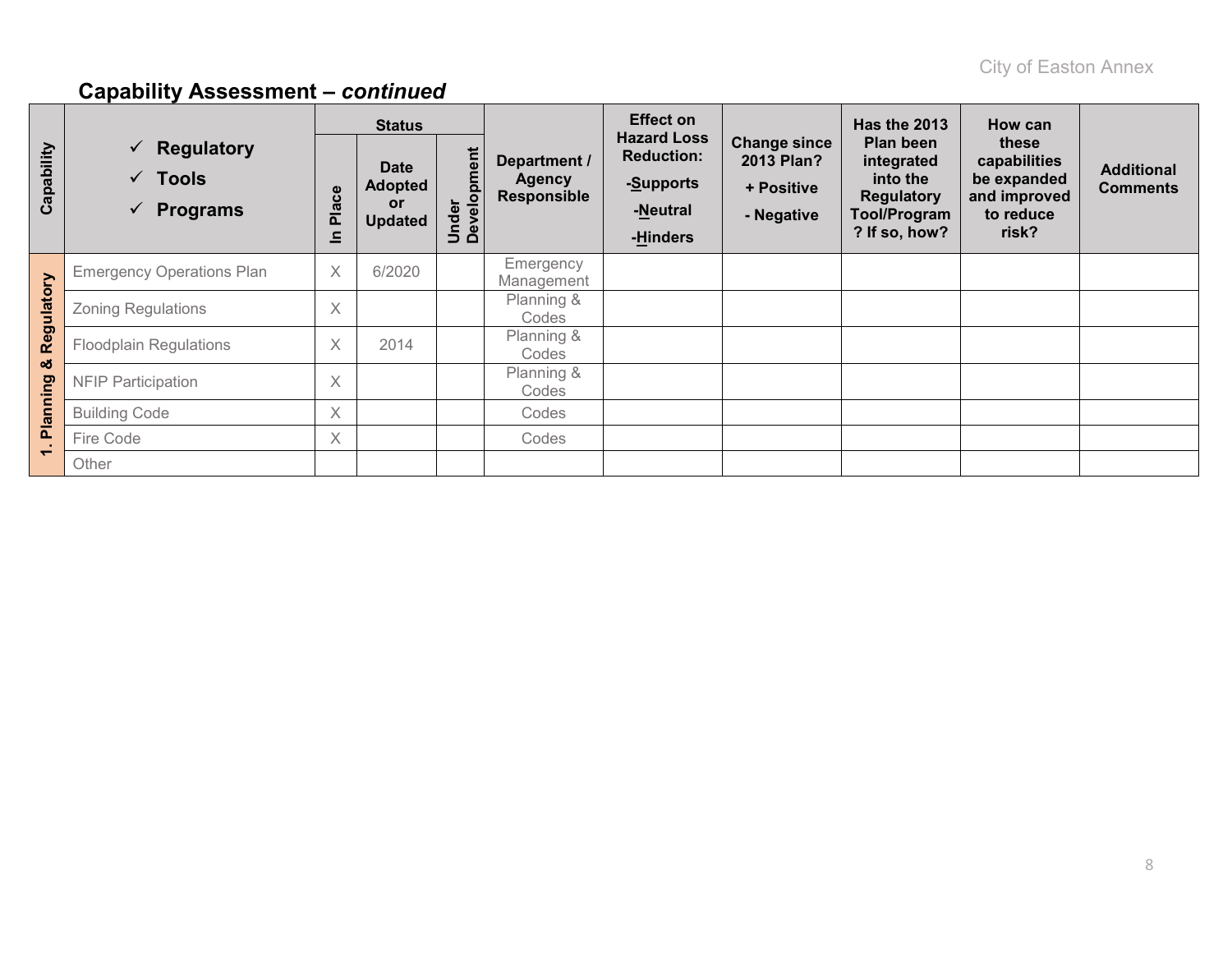## Capability Assessment – *continued*

| Capability | ✓ Regulatory ✓ Tools ✓ Programs | Status | | | Department / Agency Responsible | Effect on Hazard Loss Reduction: -Supports -Neutral -Hinders | Change since 2013 Plan? + Positive - Negative | Has the 2013 Plan been integrated into the Regulatory Tool/Program? If so, how? | How can these capabilities be expanded and improved to reduce risk? | Additional Comments |
|---|---|---|---|---|---|---|---|---|---|---|
| | | In Place | Date Adopted or Updated | Under Development | | | | | | |
| 1. Planning & Regulatory | Emergency Operations Plan | X | 6/2020 | | Emergency Management | | | | | |
| | Zoning Regulations | X | | | Planning & Codes | | | | | |
| | Floodplain Regulations | X | 2014 | | Planning & Codes | | | | | |
| | NFIP Participation | X | | | Planning & Codes | | | | | |
| | Building Code | X | | | Codes | | | | | |
| | Fire Code | X | | | Codes | | | | | |
| | Other | | | | | | | | | |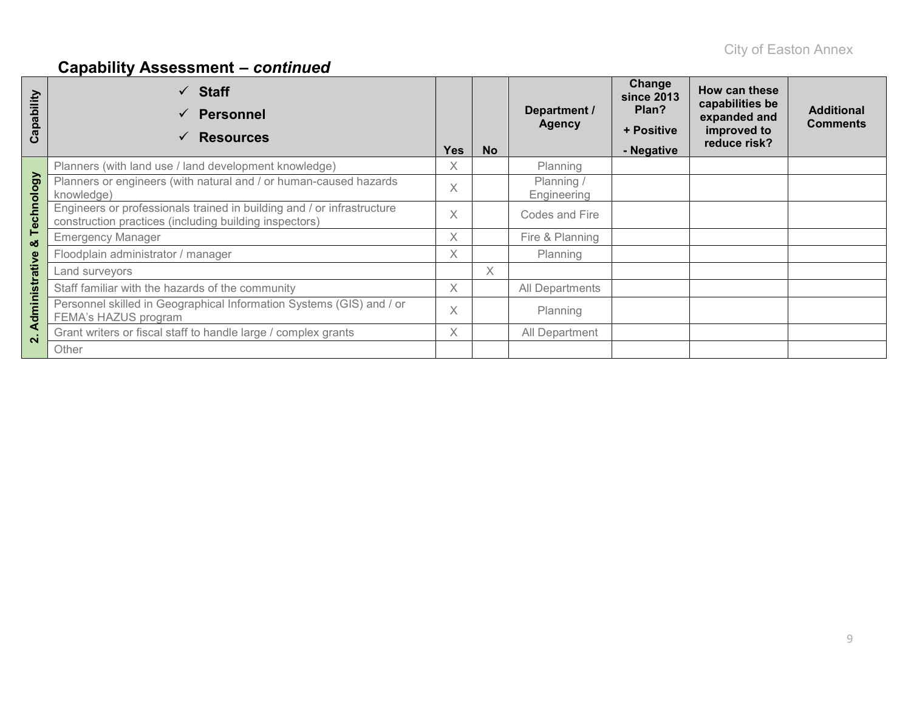## Capability Assessment – *continued*

| Capability | ✓ Staff<br>✓ Personnel<br>✓ Resources | Yes | No | Department / Agency | Change since 2013 Plan?<br>+ Positive<br>- Negative | How can these capabilities be expanded and improved to reduce risk? | Additional Comments |
|---|---|---|---|---|---|---|---|
| 2. Administrative & Technology | Planners (with land use / land development knowledge) | X | | Planning | | | |
| | Planners or engineers (with natural and / or human-caused hazards knowledge) | X | | Planning / Engineering | | | |
| | Engineers or professionals trained in building and / or infrastructure construction practices (including building inspectors) | X | | Codes and Fire | | | |
| | Emergency Manager | X | | Fire & Planning | | | |
| | Floodplain administrator / manager | X | | Planning | | | |
| | Land surveyors | | X | | | | |
| | Staff familiar with the hazards of the community | X | | All Departments | | | |
| | Personnel skilled in Geographical Information Systems (GIS) and / or FEMA's HAZUS program | X | | Planning | | | |
| | Grant writers or fiscal staff to handle large / complex grants | X | | All Department | | | |
| | Other | | | | | | |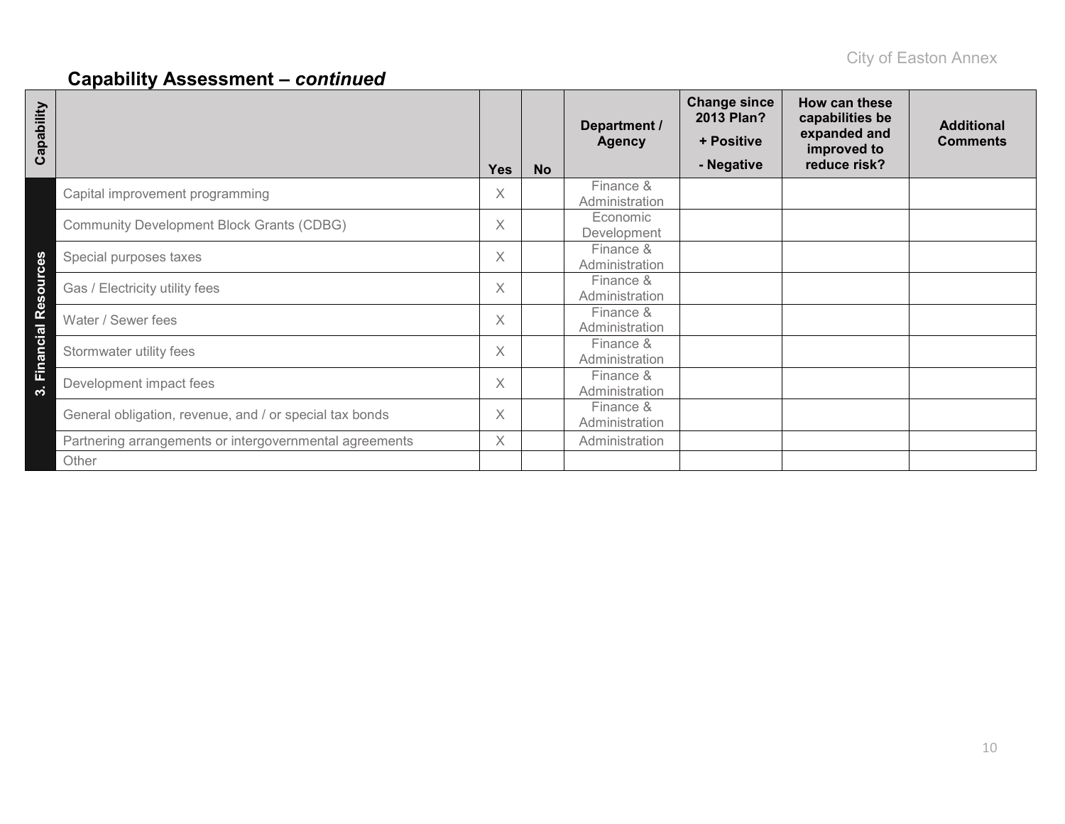## Capability Assessment – *continued*

| Capability | | Yes | No | Department / Agency | Change since 2013 Plan? + Positive - Negative | How can these capabilities be expanded and improved to reduce risk? | Additional Comments |
|---|---|---|---|---|---|---|---|
| 3. Financial Resources | Capital improvement programming | X | | Finance & Administration | | | |
| | Community Development Block Grants (CDBG) | X | | Economic Development | | | |
| | Special purposes taxes | X | | Finance & Administration | | | |
| | Gas / Electricity utility fees | X | | Finance & Administration | | | |
| | Water / Sewer fees | X | | Finance & Administration | | | |
| | Stormwater utility fees | X | | Finance & Administration | | | |
| | Development impact fees | X | | Finance & Administration | | | |
| | General obligation, revenue, and / or special tax bonds | X | | Finance & Administration | | | |
| | Partnering arrangements or intergovernmental agreements | X | | Administration | | | |
| | Other | | | | | | |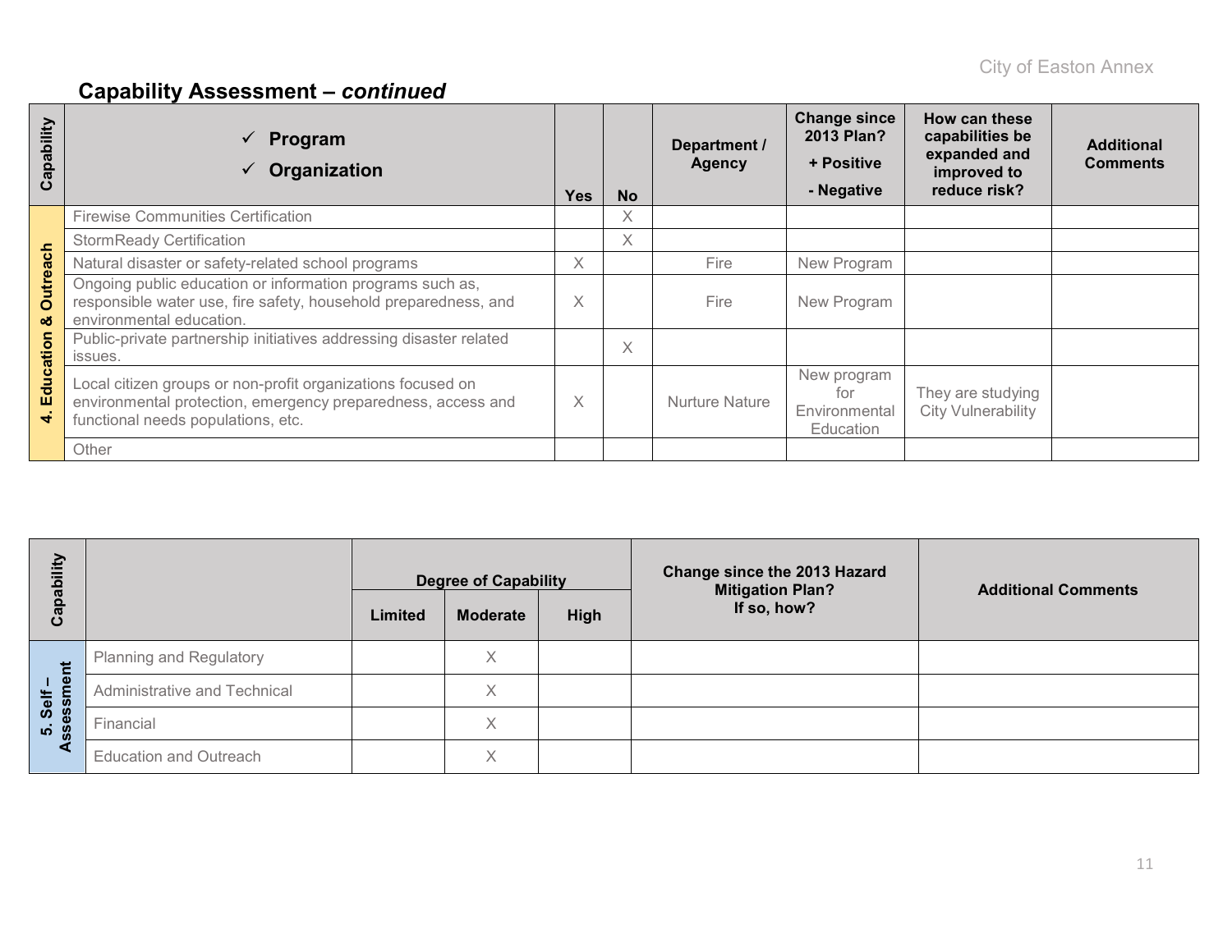## Capability Assessment – *continued*

| Capability | ✓ Program<br>✓ Organization | Yes | No | Department / Agency | Change since 2013 Plan?<br>+ Positive<br>- Negative | How can these capabilities be expanded and improved to reduce risk? | Additional Comments |
|---|---|---|---|---|---|---|---|
| 4. Education & Outreach | Firewise Communities Certification | | X | | | | |
| | StormReady Certification | | X | | | | |
| | Natural disaster or safety-related school programs | X | | Fire | New Program | | |
| | Ongoing public education or information programs such as, responsible water use, fire safety, household preparedness, and environmental education. | X | | Fire | New Program | | |
| | Public-private partnership initiatives addressing disaster related issues. | | X | | | | |
| | Local citizen groups or non-profit organizations focused on environmental protection, emergency preparedness, access and functional needs populations, etc. | X | | Nurture Nature | New program for Environmental Education | They are studying City Vulnerability | |
| | Other | | | | | | |

| Capability | | Degree of Capability | | | Change since the 2013 Hazard Mitigation Plan? If so, how? | Additional Comments |
|---|---|---|---|---|---|---|
| | | Limited | Moderate | High | | |
| 5. Self – Assessment | Planning and Regulatory | | X | | | |
| | Administrative and Technical | | X | | | |
| | Financial | | X | | | |
| | Education and Outreach | | X | | | |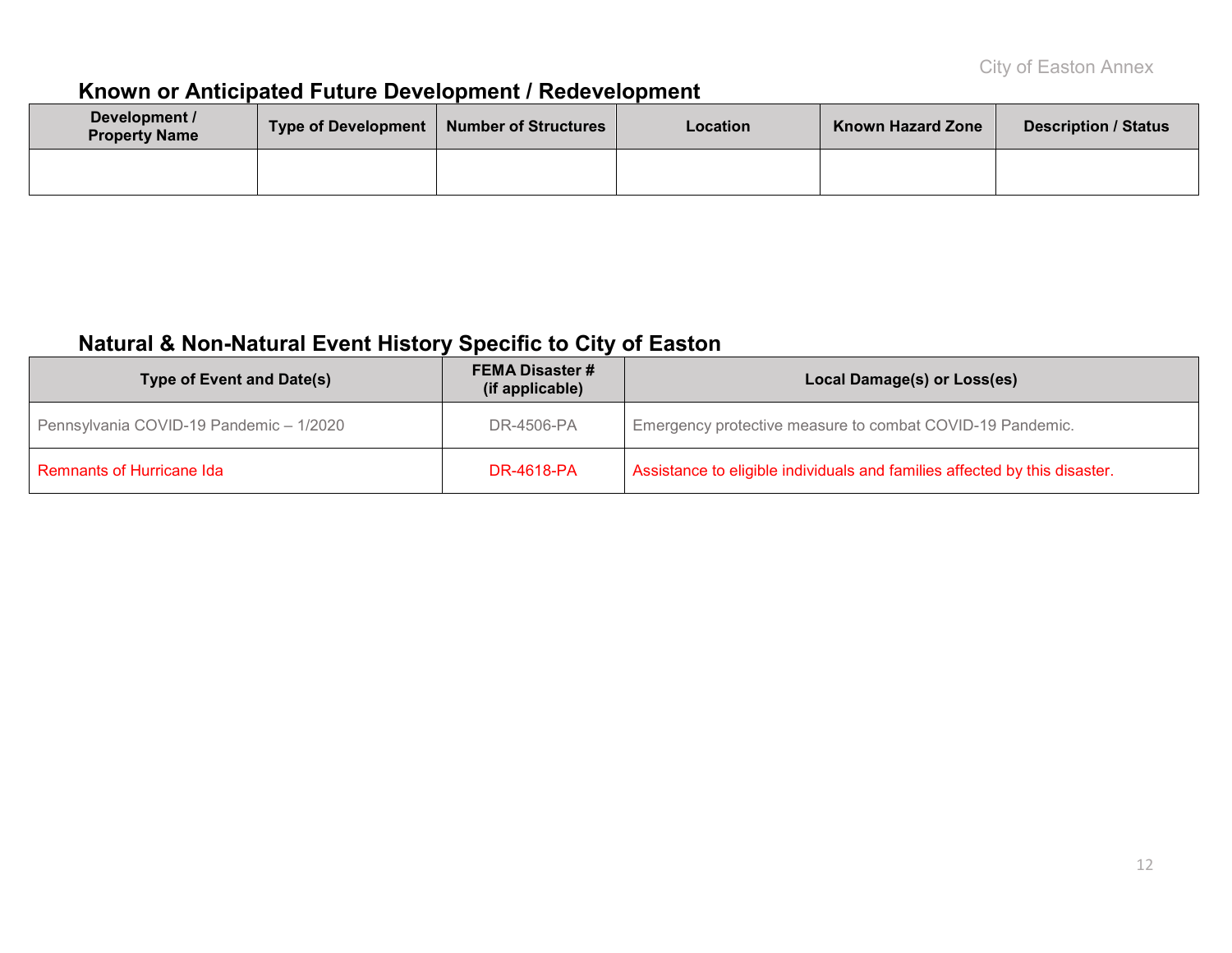## Known or Anticipated Future Development / Redevelopment

| Development / Property Name | Type of Development | Number of Structures | Location | Known Hazard Zone | Description / Status |
|---|---|---|---|---|---|
| | | | | | |

## Natural & Non-Natural Event History Specific to City of Easton

| Type of Event and Date(s) | FEMA Disaster # (if applicable) | Local Damage(s) or Loss(es) |
|---|---|---|
| Pennsylvania COVID-19 Pandemic – 1/2020 | DR-4506-PA | Emergency protective measure to combat COVID-19 Pandemic. |
| Remnants of Hurricane Ida | DR-4618-PA | Assistance to eligible individuals and families affected by this disaster. |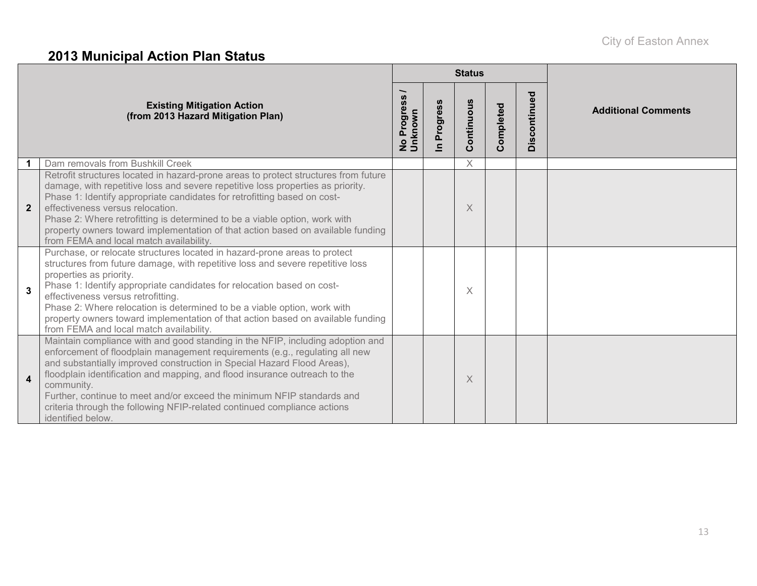## 2013 Municipal Action Plan Status

| | Existing Mitigation Action (from 2013 Hazard Mitigation Plan) | Status | | | | | Additional Comments |
|---|---|---|---|---|---|---|---|
| | | No Progress / Unknown | In Progress | Continuous | Completed | Discontinued | |
| 1 | Dam removals from Bushkill Creek | | | X | | | |
| 2 | Retrofit structures located in hazard-prone areas to protect structures from future damage, with repetitive loss and severe repetitive loss properties as priority. Phase 1: Identify appropriate candidates for retrofitting based on cost-effectiveness versus relocation. Phase 2: Where retrofitting is determined to be a viable option, work with property owners toward implementation of that action based on available funding from FEMA and local match availability. | | | X | | | |
| 3 | Purchase, or relocate structures located in hazard-prone areas to protect structures from future damage, with repetitive loss and severe repetitive loss properties as priority. Phase 1: Identify appropriate candidates for relocation based on cost-effectiveness versus retrofitting. Phase 2: Where relocation is determined to be a viable option, work with property owners toward implementation of that action based on available funding from FEMA and local match availability. | | | X | | | |
| 4 | Maintain compliance with and good standing in the NFIP, including adoption and enforcement of floodplain management requirements (e.g., regulating all new and substantially improved construction in Special Hazard Flood Areas), floodplain identification and mapping, and flood insurance outreach to the community. Further, continue to meet and/or exceed the minimum NFIP standards and criteria through the following NFIP-related continued compliance actions identified below. | | | X | | | |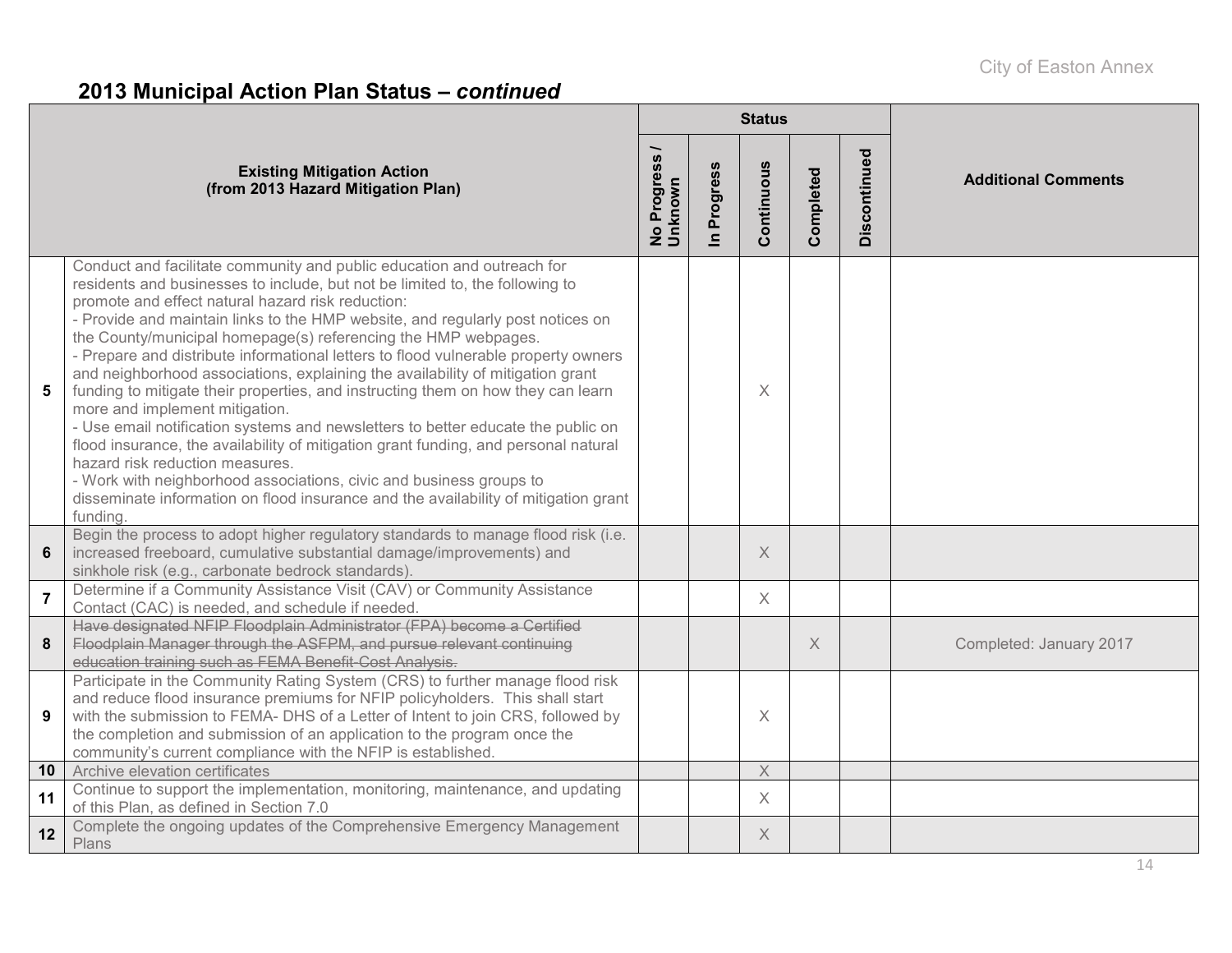## 2013 Municipal Action Plan Status – *continued*

| | Existing Mitigation Action (from 2013 Hazard Mitigation Plan) | Status | | | | | Additional Comments |
|---|---|---|---|---|---|---|---|
| | | No Progress / Unknown | In Progress | Continuous | Completed | Discontinued | |
| **5** | Conduct and facilitate community and public education and outreach for residents and businesses to include, but not be limited to, the following to promote and effect natural hazard risk reduction:<br>- Provide and maintain links to the HMP website, and regularly post notices on the County/municipal homepage(s) referencing the HMP webpages.<br>- Prepare and distribute informational letters to flood vulnerable property owners and neighborhood associations, explaining the availability of mitigation grant funding to mitigate their properties, and instructing them on how they can learn more and implement mitigation.<br>- Use email notification systems and newsletters to better educate the public on flood insurance, the availability of mitigation grant funding, and personal natural hazard risk reduction measures.<br>- Work with neighborhood associations, civic and business groups to disseminate information on flood insurance and the availability of mitigation grant funding. | | | X | | | |
| **6** | Begin the process to adopt higher regulatory standards to manage flood risk (i.e. increased freeboard, cumulative substantial damage/improvements) and sinkhole risk (e.g., carbonate bedrock standards). | | | X | | | |
| **7** | Determine if a Community Assistance Visit (CAV) or Community Assistance Contact (CAC) is needed, and schedule if needed. | | | X | | | |
| **8** | ~~Have designated NFIP Floodplain Administrator (FPA) become a Certified Floodplain Manager through the ASFPM, and pursue relevant continuing education training such as FEMA Benefit-Cost Analysis.~~ | | | | X | | Completed: January 2017 |
| **9** | Participate in the Community Rating System (CRS) to further manage flood risk and reduce flood insurance premiums for NFIP policyholders. This shall start with the submission to FEMA- DHS of a Letter of Intent to join CRS, followed by the completion and submission of an application to the program once the community's current compliance with the NFIP is established. | | | X | | | |
| **10** | Archive elevation certificates | | | X | | | |
| **11** | Continue to support the implementation, monitoring, maintenance, and updating of this Plan, as defined in Section 7.0 | | | X | | | |
| **12** | Complete the ongoing updates of the Comprehensive Emergency Management Plans | | | X | | | |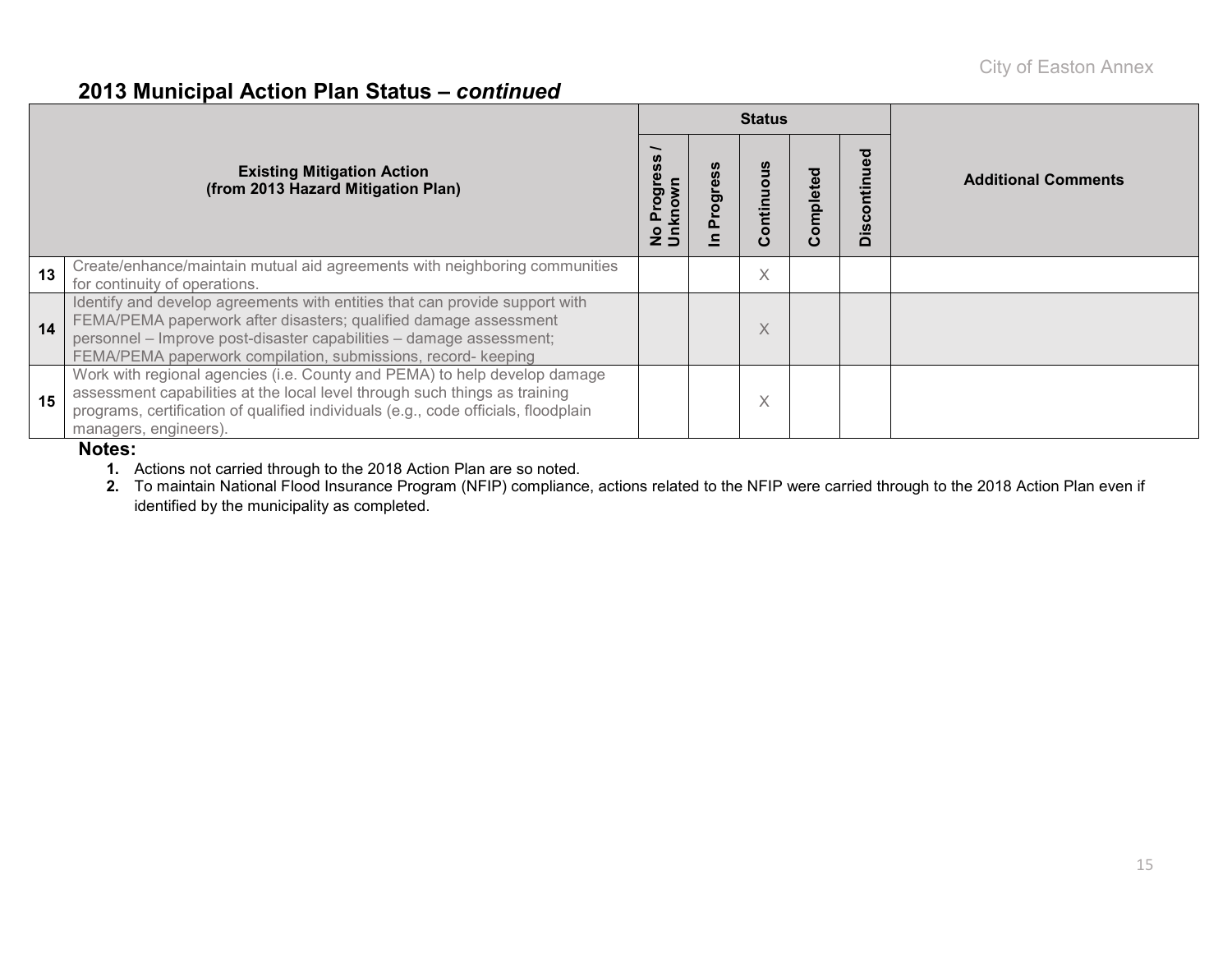## 2013 Municipal Action Plan Status – *continued*

| | Existing Mitigation Action (from 2013 Hazard Mitigation Plan) | Status | | | | | Additional Comments |
|---|---|---|---|---|---|---|---|
| | | No Progress / Unknown | In Progress | Continuous | Completed | Discontinued | |
| 13 | Create/enhance/maintain mutual aid agreements with neighboring communities for continuity of operations. | | | X | | | |
| 14 | Identify and develop agreements with entities that can provide support with FEMA/PEMA paperwork after disasters; qualified damage assessment personnel – Improve post-disaster capabilities – damage assessment; FEMA/PEMA paperwork compilation, submissions, record- keeping | | | X | | | |
| 15 | Work with regional agencies (i.e. County and PEMA) to help develop damage assessment capabilities at the local level through such things as training programs, certification of qualified individuals (e.g., code officials, floodplain managers, engineers). | | | X | | | |

**Notes:**

1. Actions not carried through to the 2018 Action Plan are so noted.
2. To maintain National Flood Insurance Program (NFIP) compliance, actions related to the NFIP were carried through to the 2018 Action Plan even if identified by the municipality as completed.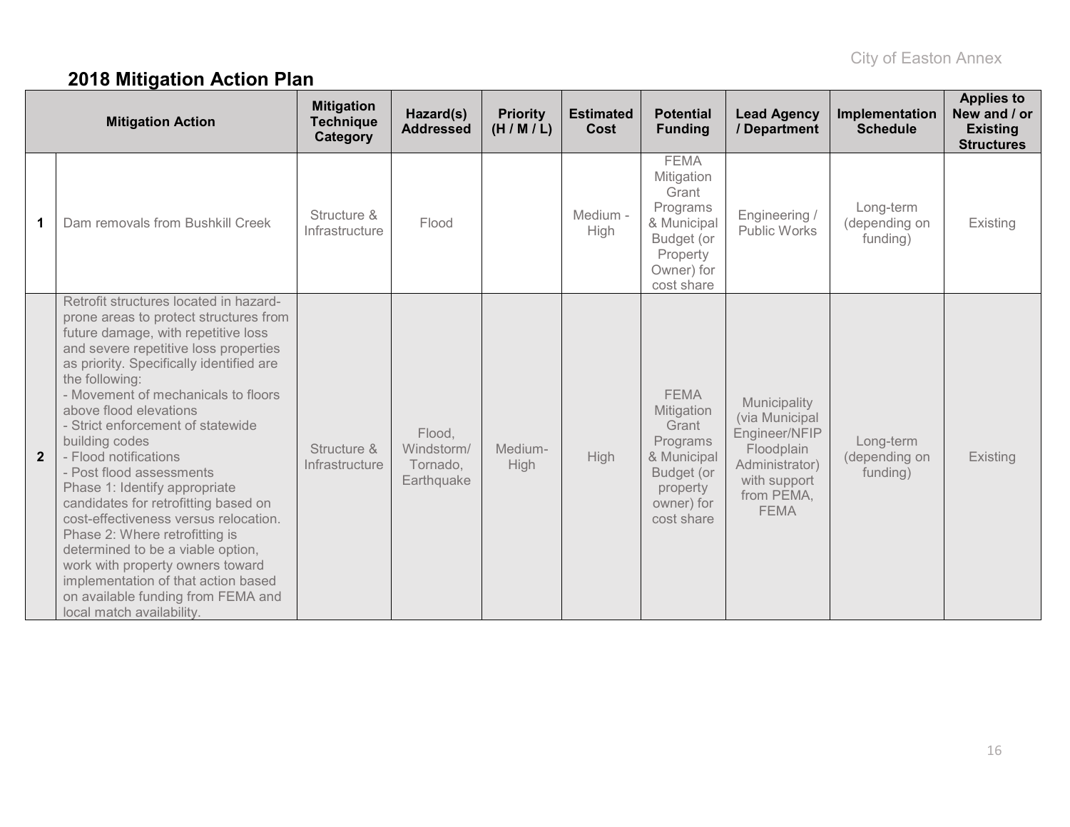## 2018 Mitigation Action Plan

| | Mitigation Action | Mitigation Technique Category | Hazard(s) Addressed | Priority (H / M / L) | Estimated Cost | Potential Funding | Lead Agency / Department | Implementation Schedule | Applies to New and / or Existing Structures |
|---|---|---|---|---|---|---|---|---|---|
| **1** | Dam removals from Bushkill Creek | Structure & Infrastructure | Flood | | Medium - High | FEMA Mitigation Grant Programs & Municipal Budget (or Property Owner) for cost share | Engineering / Public Works | Long-term (depending on funding) | Existing |
| **2** | Retrofit structures located in hazard-prone areas to protect structures from future damage, with repetitive loss and severe repetitive loss properties as priority. Specifically identified are the following:<br>- Movement of mechanicals to floors above flood elevations<br>- Strict enforcement of statewide building codes<br>- Flood notifications<br>- Post flood assessments<br>Phase 1: Identify appropriate candidates for retrofitting based on cost-effectiveness versus relocation.<br>Phase 2: Where retrofitting is determined to be a viable option, work with property owners toward implementation of that action based on available funding from FEMA and local match availability. | Structure & Infrastructure | Flood, Windstorm/ Tornado, Earthquake | Medium-High | High | FEMA Mitigation Grant Programs & Municipal Budget (or property owner) for cost share | Municipality (via Municipal Engineer/NFIP Floodplain Administrator) with support from PEMA, FEMA | Long-term (depending on funding) | Existing |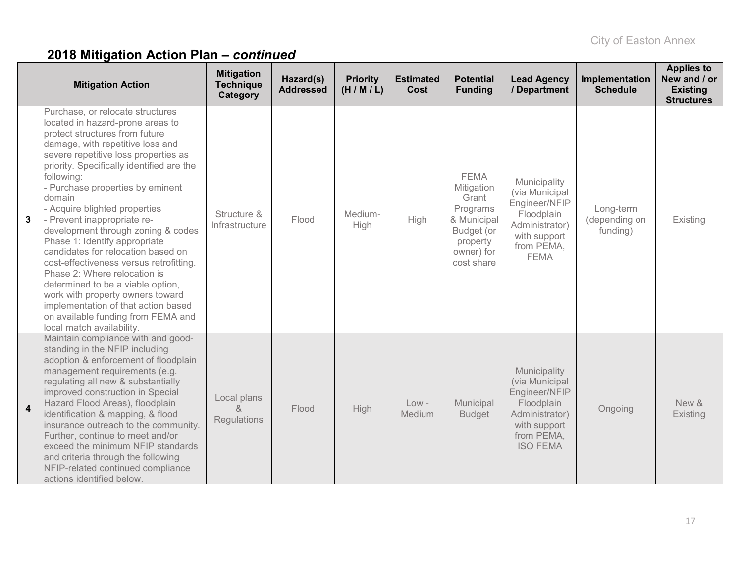## 2018 Mitigation Action Plan – *continued*

| | Mitigation Action | Mitigation Technique Category | Hazard(s) Addressed | Priority (H / M / L) | Estimated Cost | Potential Funding | Lead Agency / Department | Implementation Schedule | Applies to New and / or Existing Structures |
|---|---|---|---|---|---|---|---|---|---|
| **3** | Purchase, or relocate structures located in hazard-prone areas to protect structures from future damage, with repetitive loss and severe repetitive loss properties as priority. Specifically identified are the following:<br>- Purchase properties by eminent domain<br>- Acquire blighted properties<br>- Prevent inappropriate re-development through zoning & codes<br>Phase 1: Identify appropriate candidates for relocation based on cost-effectiveness versus retrofitting.<br>Phase 2: Where relocation is determined to be a viable option, work with property owners toward implementation of that action based on available funding from FEMA and local match availability. | Structure & Infrastructure | Flood | Medium-High | High | FEMA Mitigation Grant Programs & Municipal Budget (or property owner) for cost share | Municipality (via Municipal Engineer/NFIP Floodplain Administrator) with support from PEMA, FEMA | Long-term (depending on funding) | Existing |
| **4** | Maintain compliance with and good-standing in the NFIP including adoption & enforcement of floodplain management requirements (e.g. regulating all new & substantially improved construction in Special Hazard Flood Areas), floodplain identification & mapping, & flood insurance outreach to the community. Further, continue to meet and/or exceed the minimum NFIP standards and criteria through the following NFIP-related continued compliance actions identified below. | Local plans & Regulations | Flood | High | Low - Medium | Municipal Budget | Municipality (via Municipal Engineer/NFIP Floodplain Administrator) with support from PEMA, ISO FEMA | Ongoing | New & Existing |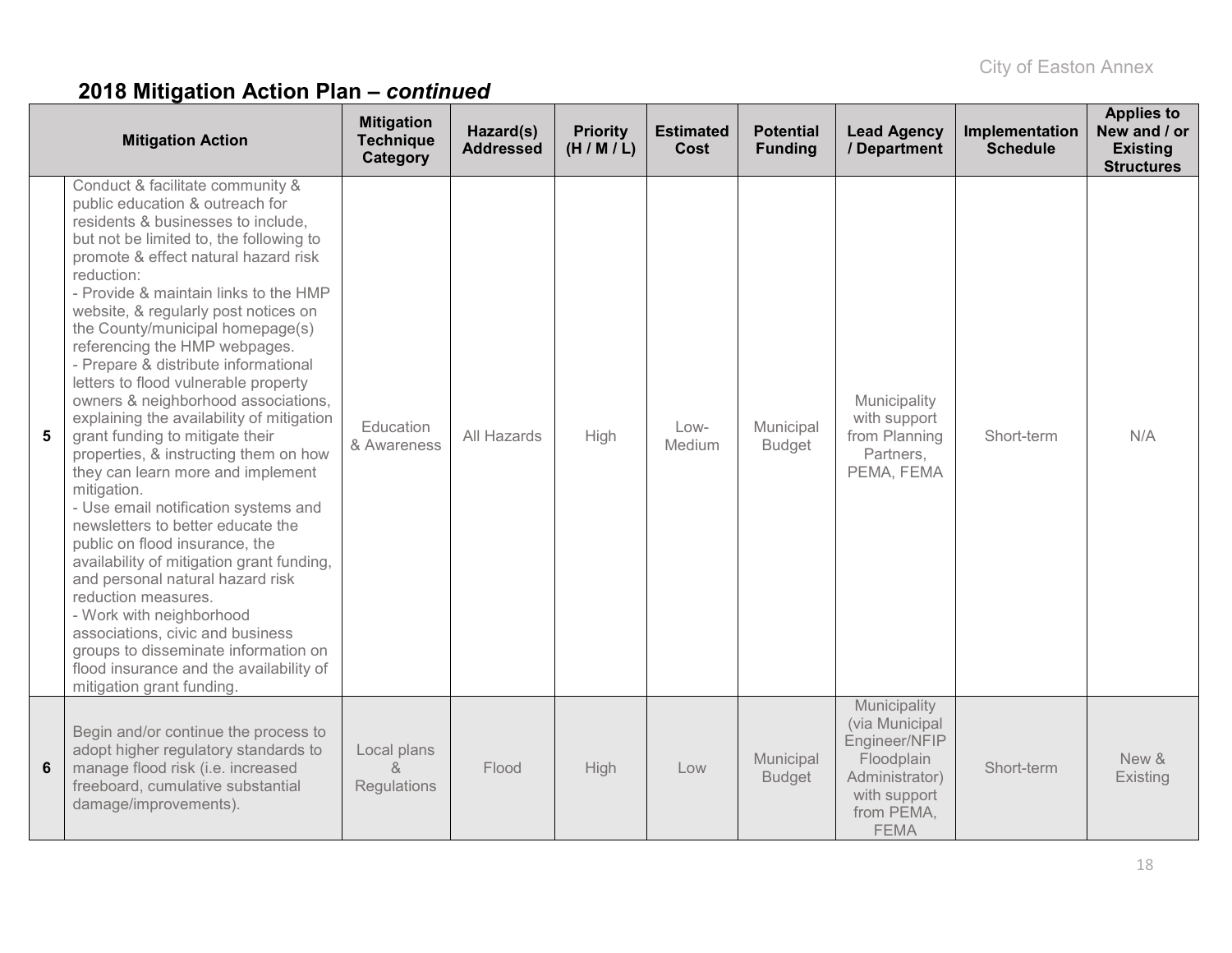## 2018 Mitigation Action Plan – *continued*

| | Mitigation Action | Mitigation Technique Category | Hazard(s) Addressed | Priority (H / M / L) | Estimated Cost | Potential Funding | Lead Agency / Department | Implementation Schedule | Applies to New and / or Existing Structures |
|---|---|---|---|---|---|---|---|---|---|
| 5 | Conduct & facilitate community & public education & outreach for residents & businesses to include, but not be limited to, the following to promote & effect natural hazard risk reduction:<br>- Provide & maintain links to the HMP website, & regularly post notices on the County/municipal homepage(s) referencing the HMP webpages.<br>- Prepare & distribute informational letters to flood vulnerable property owners & neighborhood associations, explaining the availability of mitigation grant funding to mitigate their properties, & instructing them on how they can learn more and implement mitigation.<br>- Use email notification systems and newsletters to better educate the public on flood insurance, the availability of mitigation grant funding, and personal natural hazard risk reduction measures.<br>- Work with neighborhood associations, civic and business groups to disseminate information on flood insurance and the availability of mitigation grant funding. | Education & Awareness | All Hazards | High | Low-Medium | Municipal Budget | Municipality with support from Planning Partners, PEMA, FEMA | Short-term | N/A |
| 6 | Begin and/or continue the process to adopt higher regulatory standards to manage flood risk (i.e. increased freeboard, cumulative substantial damage/improvements). | Local plans & Regulations | Flood | High | Low | Municipal Budget | Municipality (via Municipal Engineer/NFIP Floodplain Administrator) with support from PEMA, FEMA | Short-term | New & Existing |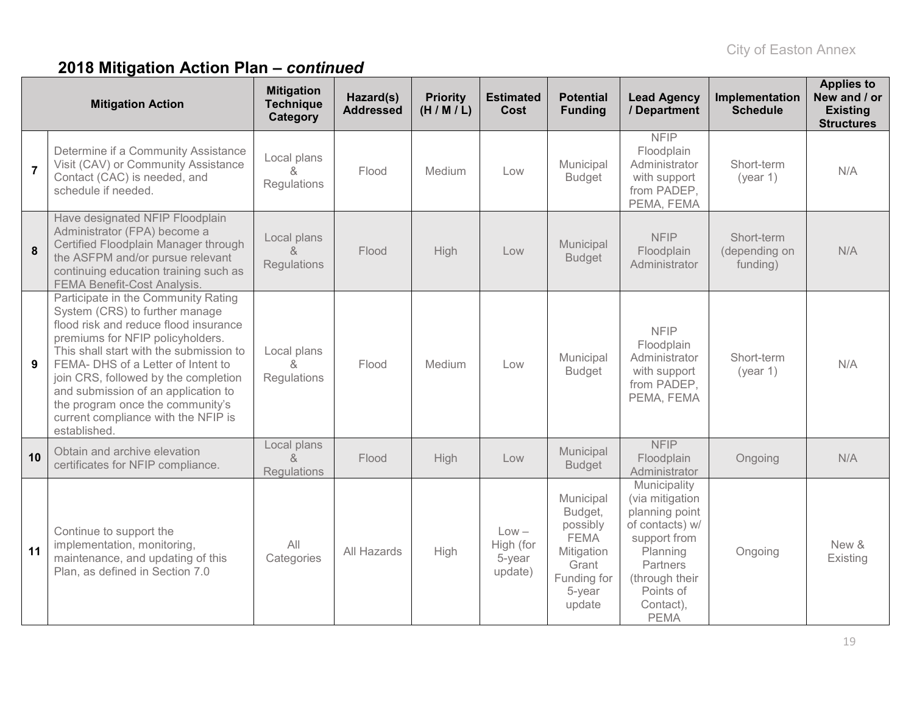## 2018 Mitigation Action Plan – *continued*

| | Mitigation Action | Mitigation Technique Category | Hazard(s) Addressed | Priority (H / M / L) | Estimated Cost | Potential Funding | Lead Agency / Department | Implementation Schedule | Applies to New and / or Existing Structures |
|---|---|---|---|---|---|---|---|---|---|
| 7 | Determine if a Community Assistance Visit (CAV) or Community Assistance Contact (CAC) is needed, and schedule if needed. | Local plans & Regulations | Flood | Medium | Low | Municipal Budget | NFIP Floodplain Administrator with support from PADEP, PEMA, FEMA | Short-term (year 1) | N/A |
| 8 | Have designated NFIP Floodplain Administrator (FPA) become a Certified Floodplain Manager through the ASFPM and/or pursue relevant continuing education training such as FEMA Benefit-Cost Analysis. | Local plans & Regulations | Flood | High | Low | Municipal Budget | NFIP Floodplain Administrator | Short-term (depending on funding) | N/A |
| 9 | Participate in the Community Rating System (CRS) to further manage flood risk and reduce flood insurance premiums for NFIP policyholders. This shall start with the submission to FEMA- DHS of a Letter of Intent to join CRS, followed by the completion and submission of an application to the program once the community's current compliance with the NFIP is established. | Local plans & Regulations | Flood | Medium | Low | Municipal Budget | NFIP Floodplain Administrator with support from PADEP, PEMA, FEMA | Short-term (year 1) | N/A |
| 10 | Obtain and archive elevation certificates for NFIP compliance. | Local plans & Regulations | Flood | High | Low | Municipal Budget | NFIP Floodplain Administrator | Ongoing | N/A |
| 11 | Continue to support the implementation, monitoring, maintenance, and updating of this Plan, as defined in Section 7.0 | All Categories | All Hazards | High | Low – High (for 5-year update) | Municipal Budget, possibly FEMA Mitigation Grant Funding for 5-year update | Municipality (via mitigation planning point of contacts) w/ support from Planning Partners (through their Points of Contact), PEMA | Ongoing | New & Existing |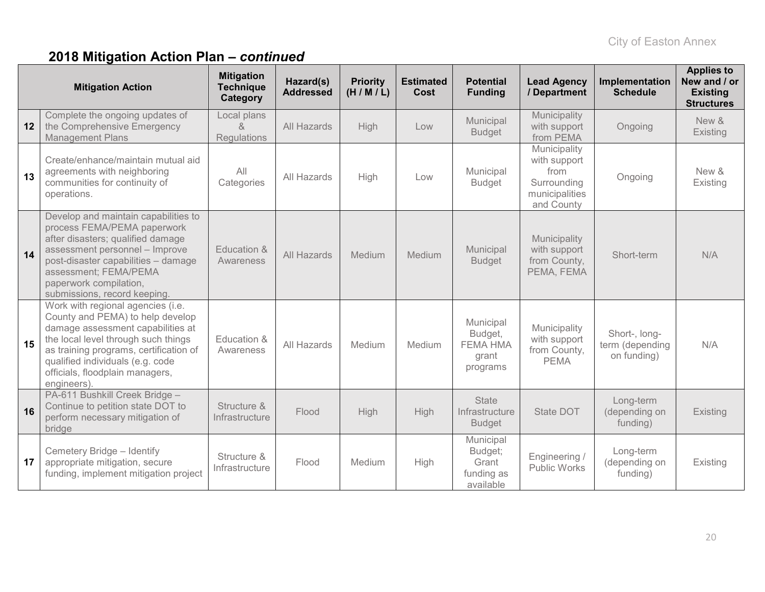## 2018 Mitigation Action Plan – *continued*

| | Mitigation Action | Mitigation Technique Category | Hazard(s) Addressed | Priority (H / M / L) | Estimated Cost | Potential Funding | Lead Agency / Department | Implementation Schedule | Applies to New and / or Existing Structures |
|---|---|---|---|---|---|---|---|---|---|
| **12** | Complete the ongoing updates of the Comprehensive Emergency Management Plans | Local plans & Regulations | All Hazards | High | Low | Municipal Budget | Municipality with support from PEMA | Ongoing | New & Existing |
| **13** | Create/enhance/maintain mutual aid agreements with neighboring communities for continuity of operations. | All Categories | All Hazards | High | Low | Municipal Budget | Municipality with support from Surrounding municipalities and County | Ongoing | New & Existing |
| **14** | Develop and maintain capabilities to process FEMA/PEMA paperwork after disasters; qualified damage assessment personnel – Improve post-disaster capabilities – damage assessment; FEMA/PEMA paperwork compilation, submissions, record keeping. | Education & Awareness | All Hazards | Medium | Medium | Municipal Budget | Municipality with support from County, PEMA, FEMA | Short-term | N/A |
| **15** | Work with regional agencies (i.e. County and PEMA) to help develop damage assessment capabilities at the local level through such things as training programs, certification of qualified individuals (e.g. code officials, floodplain managers, engineers). | Education & Awareness | All Hazards | Medium | Medium | Municipal Budget, FEMA HMA grant programs | Municipality with support from County, PEMA | Short-, long-term (depending on funding) | N/A |
| **16** | PA-611 Bushkill Creek Bridge – Continue to petition state DOT to perform necessary mitigation of bridge | Structure & Infrastructure | Flood | High | High | State Infrastructure Budget | State DOT | Long-term (depending on funding) | Existing |
| **17** | Cemetery Bridge – Identify appropriate mitigation, secure funding, implement mitigation project | Structure & Infrastructure | Flood | Medium | High | Municipal Budget; Grant funding as available | Engineering / Public Works | Long-term (depending on funding) | Existing |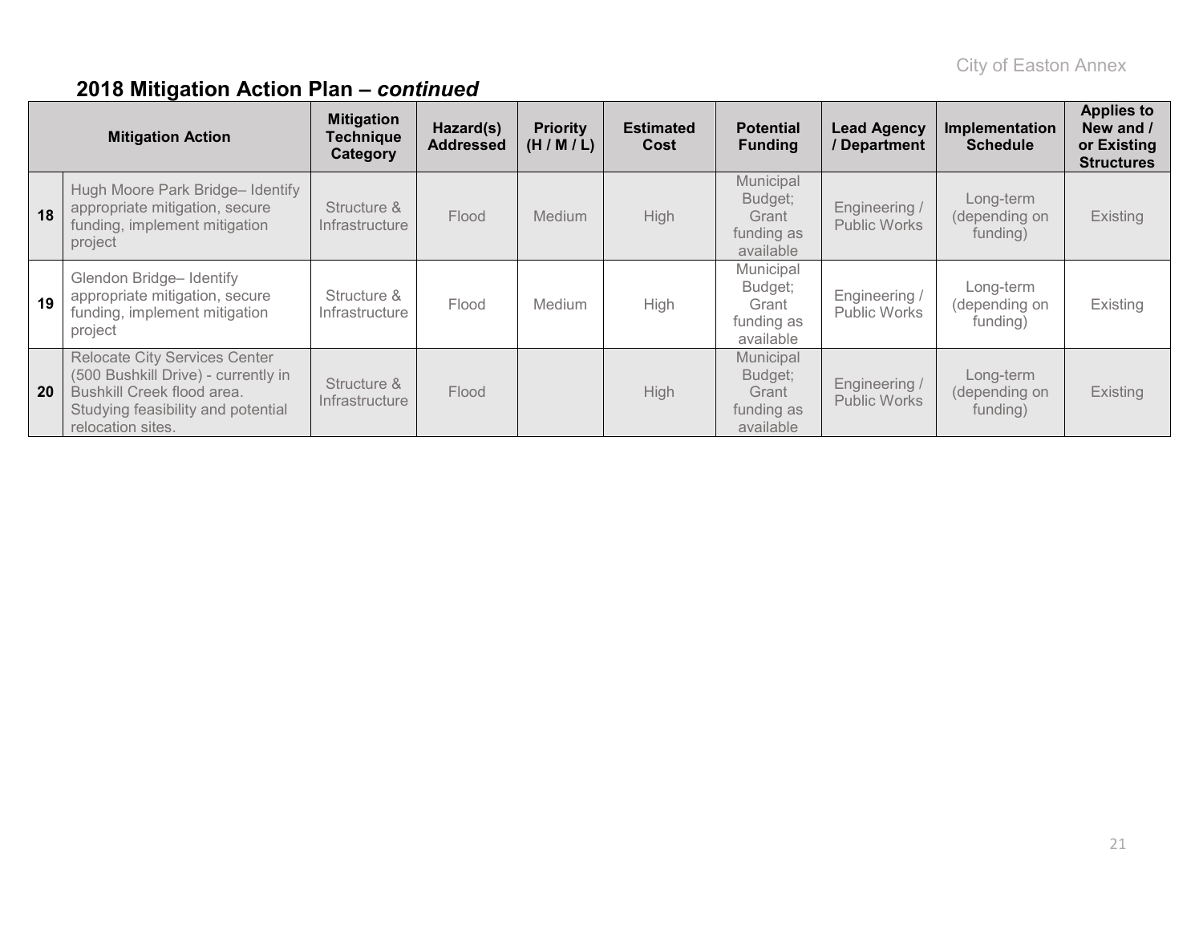## 2018 Mitigation Action Plan – *continued*

| | Mitigation Action | Mitigation Technique Category | Hazard(s) Addressed | Priority (H / M / L) | Estimated Cost | Potential Funding | Lead Agency / Department | Implementation Schedule | Applies to New and / or Existing Structures |
|---|---|---|---|---|---|---|---|---|---|
| **18** | Hugh Moore Park Bridge– Identify appropriate mitigation, secure funding, implement mitigation project | Structure & Infrastructure | Flood | Medium | High | Municipal Budget; Grant funding as available | Engineering / Public Works | Long-term (depending on funding) | Existing |
| **19** | Glendon Bridge– Identify appropriate mitigation, secure funding, implement mitigation project | Structure & Infrastructure | Flood | Medium | High | Municipal Budget; Grant funding as available | Engineering / Public Works | Long-term (depending on funding) | Existing |
| **20** | Relocate City Services Center (500 Bushkill Drive) - currently in Bushkill Creek flood area. Studying feasibility and potential relocation sites. | Structure & Infrastructure | Flood | | High | Municipal Budget; Grant funding as available | Engineering / Public Works | Long-term (depending on funding) | Existing |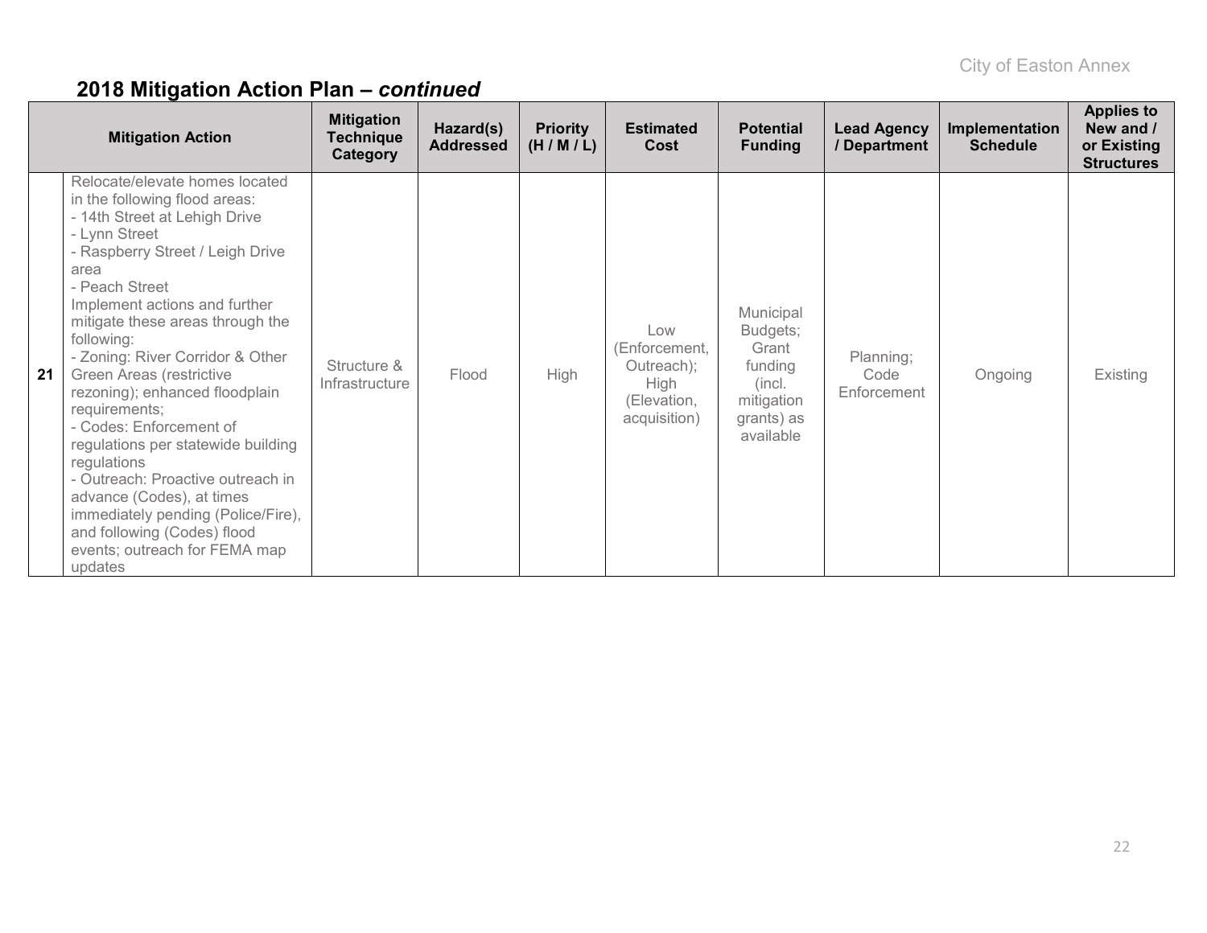## 2018 Mitigation Action Plan – *continued*

| | Mitigation Action | Mitigation Technique Category | Hazard(s) Addressed | Priority (H / M / L) | Estimated Cost | Potential Funding | Lead Agency / Department | Implementation Schedule | Applies to New and / or Existing Structures |
|---|---|---|---|---|---|---|---|---|---|
| **21** | Relocate/elevate homes located in the following flood areas:<br>- 14th Street at Lehigh Drive<br>- Lynn Street<br>- Raspberry Street / Leigh Drive area<br>- Peach Street<br>Implement actions and further mitigate these areas through the following:<br>- Zoning: River Corridor & Other Green Areas (restrictive rezoning); enhanced floodplain requirements;<br>- Codes: Enforcement of regulations per statewide building regulations<br>- Outreach: Proactive outreach in advance (Codes), at times immediately pending (Police/Fire), and following (Codes) flood events; outreach for FEMA map updates | Structure & Infrastructure | Flood | High | Low (Enforcement, Outreach); High (Elevation, acquisition) | Municipal Budgets; Grant funding (incl. mitigation grants) as available | Planning; Code Enforcement | Ongoing | Existing |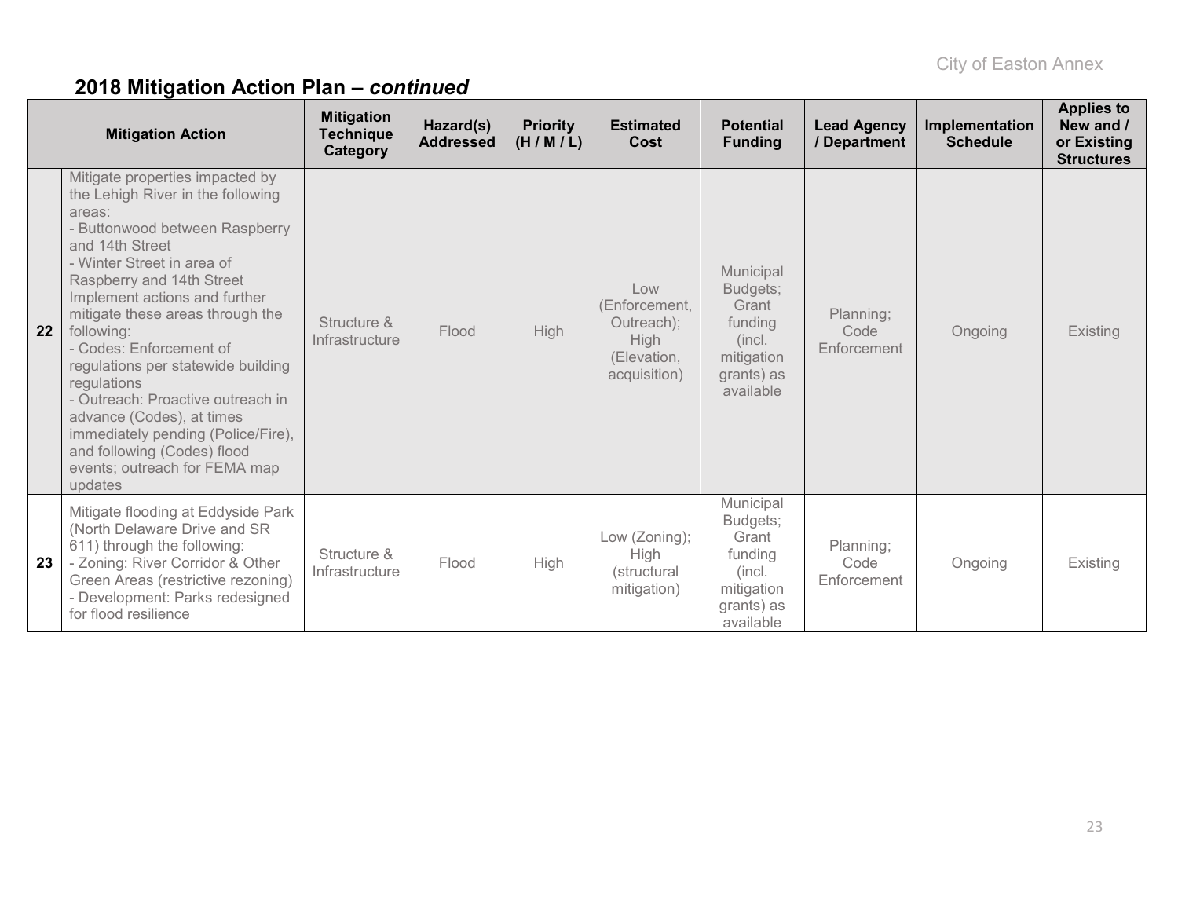## 2018 Mitigation Action Plan – *continued*

| | Mitigation Action | Mitigation Technique Category | Hazard(s) Addressed | Priority (H / M / L) | Estimated Cost | Potential Funding | Lead Agency / Department | Implementation Schedule | Applies to New and / or Existing Structures |
|---|---|---|---|---|---|---|---|---|---|
| **22** | Mitigate properties impacted by the Lehigh River in the following areas:<br>- Buttonwood between Raspberry and 14th Street<br>- Winter Street in area of Raspberry and 14th Street<br>Implement actions and further mitigate these areas through the following:<br>- Codes: Enforcement of regulations per statewide building regulations<br>- Outreach: Proactive outreach in advance (Codes), at times immediately pending (Police/Fire), and following (Codes) flood events; outreach for FEMA map updates | Structure & Infrastructure | Flood | High | Low (Enforcement, Outreach); High (Elevation, acquisition) | Municipal Budgets; Grant funding (incl. mitigation grants) as available | Planning; Code Enforcement | Ongoing | Existing |
| **23** | Mitigate flooding at Eddyside Park (North Delaware Drive and SR 611) through the following:<br>- Zoning: River Corridor & Other Green Areas (restrictive rezoning)<br>- Development: Parks redesigned for flood resilience | Structure & Infrastructure | Flood | High | Low (Zoning); High (structural mitigation) | Municipal Budgets; Grant funding (incl. mitigation grants) as available | Planning; Code Enforcement | Ongoing | Existing |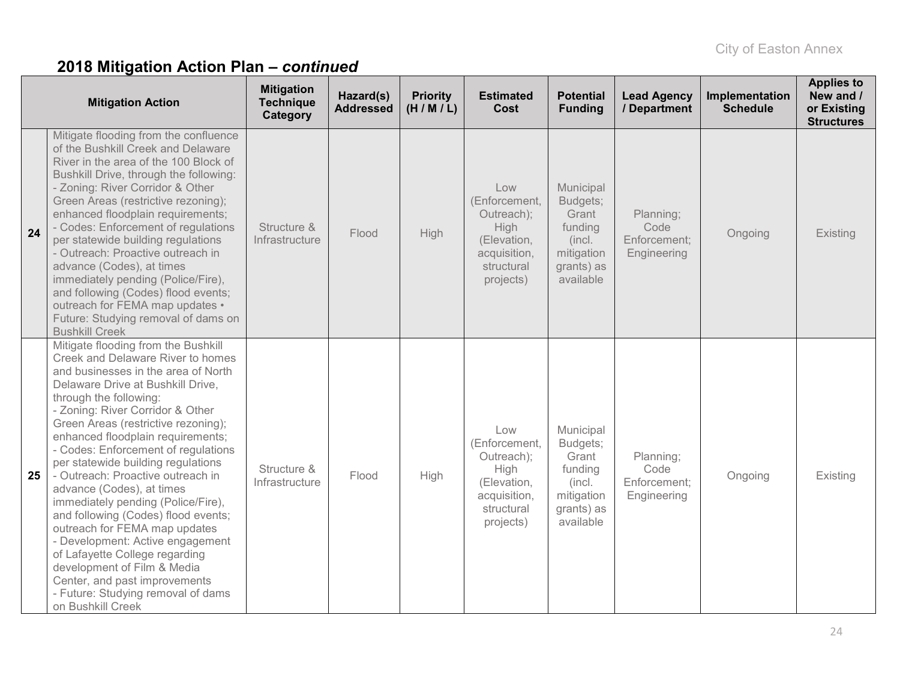## 2018 Mitigation Action Plan – *continued*

| | Mitigation Action | Mitigation Technique Category | Hazard(s) Addressed | Priority (H / M / L) | Estimated Cost | Potential Funding | Lead Agency / Department | Implementation Schedule | Applies to New and / or Existing Structures |
|---|---|---|---|---|---|---|---|---|---|
| **24** | Mitigate flooding from the confluence of the Bushkill Creek and Delaware River in the area of the 100 Block of Bushkill Drive, through the following:<br>- Zoning: River Corridor & Other Green Areas (restrictive rezoning); enhanced floodplain requirements;<br>- Codes: Enforcement of regulations per statewide building regulations<br>- Outreach: Proactive outreach in advance (Codes), at times immediately pending (Police/Fire), and following (Codes) flood events; outreach for FEMA map updates • Future: Studying removal of dams on Bushkill Creek | Structure & Infrastructure | Flood | High | Low (Enforcement, Outreach); High (Elevation, acquisition, structural projects) | Municipal Budgets; Grant funding (incl. mitigation grants) as available | Planning; Code Enforcement; Engineering | Ongoing | Existing |
| **25** | Mitigate flooding from the Bushkill Creek and Delaware River to homes and businesses in the area of North Delaware Drive at Bushkill Drive, through the following:<br>- Zoning: River Corridor & Other Green Areas (restrictive rezoning); enhanced floodplain requirements;<br>- Codes: Enforcement of regulations per statewide building regulations<br>- Outreach: Proactive outreach in advance (Codes), at times immediately pending (Police/Fire), and following (Codes) flood events; outreach for FEMA map updates<br>- Development: Active engagement of Lafayette College regarding development of Film & Media Center, and past improvements<br>- Future: Studying removal of dams on Bushkill Creek | Structure & Infrastructure | Flood | High | Low (Enforcement, Outreach); High (Elevation, acquisition, structural projects) | Municipal Budgets; Grant funding (incl. mitigation grants) as available | Planning; Code Enforcement; Engineering | Ongoing | Existing |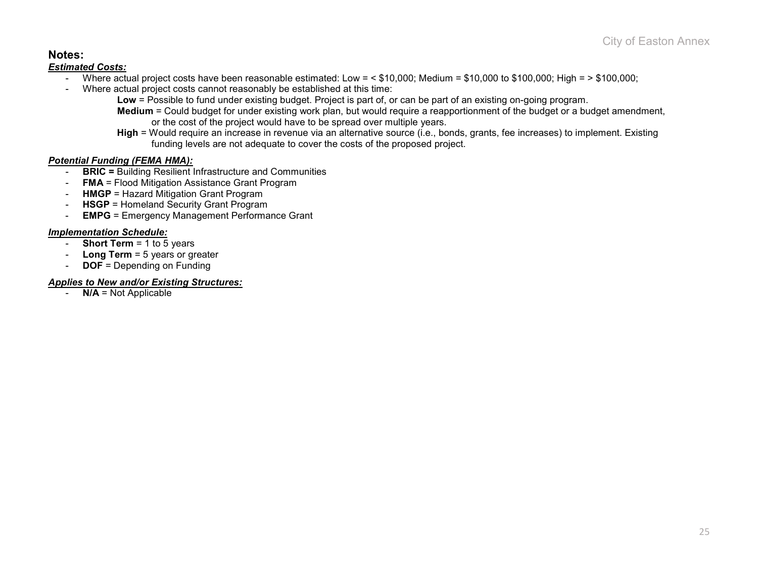## Notes:

***Estimated Costs:***

- Where actual project costs have been reasonable estimated: Low = < $10,000; Medium = $10,000 to $100,000; High = > $100,000;
- Where actual project costs cannot reasonably be established at this time:
  - **Low** = Possible to fund under existing budget. Project is part of, or can be part of an existing on-going program.
  - **Medium** = Could budget for under existing work plan, but would require a reapportionment of the budget or a budget amendment, or the cost of the project would have to be spread over multiple years.
  - **High** = Would require an increase in revenue via an alternative source (i.e., bonds, grants, fee increases) to implement. Existing funding levels are not adequate to cover the costs of the proposed project.

***Potential Funding (FEMA HMA):***

- **BRIC =** Building Resilient Infrastructure and Communities
- **FMA** = Flood Mitigation Assistance Grant Program
- **HMGP** = Hazard Mitigation Grant Program
- **HSGP** = Homeland Security Grant Program
- **EMPG** = Emergency Management Performance Grant

***Implementation Schedule:***

- **Short Term** = 1 to 5 years
- **Long Term** = 5 years or greater
- **DOF** = Depending on Funding

***Applies to New and/or Existing Structures:***

- **N/A** = Not Applicable